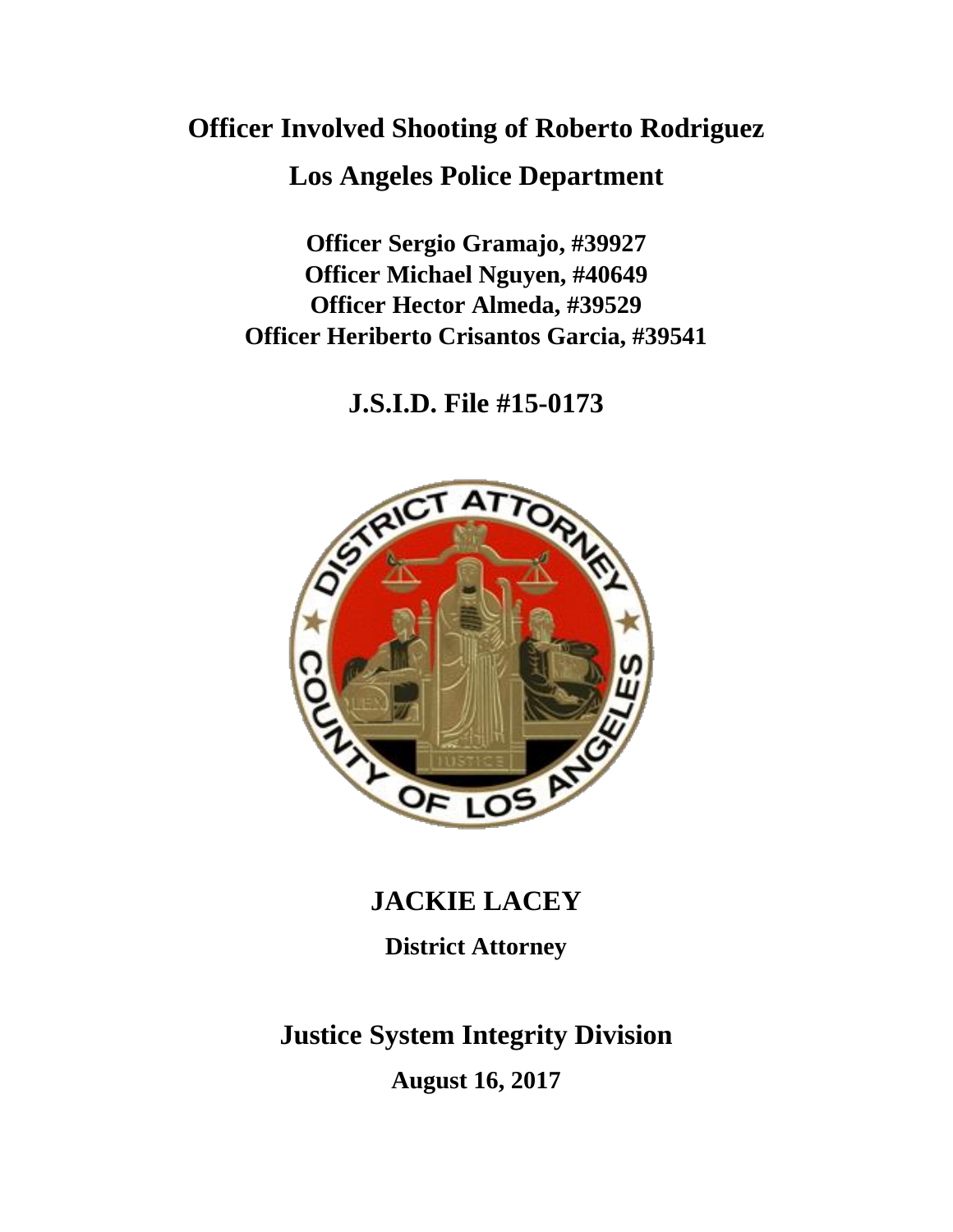# Officer Involved Shooting of Roberto Rodriguez

## Los Angeles Police Department

**Officer Sergio Gramajo, #39927**
**Officer Michael Nguyen, #40649**
**Officer Hector Almeda, #39529**
**Officer Heriberto Crisantos Garcia, #39541**

## J.S.I.D. File #15-0173

## JACKIE LACEY

**District Attorney**

## Justice System Integrity Division

**August 16, 2017**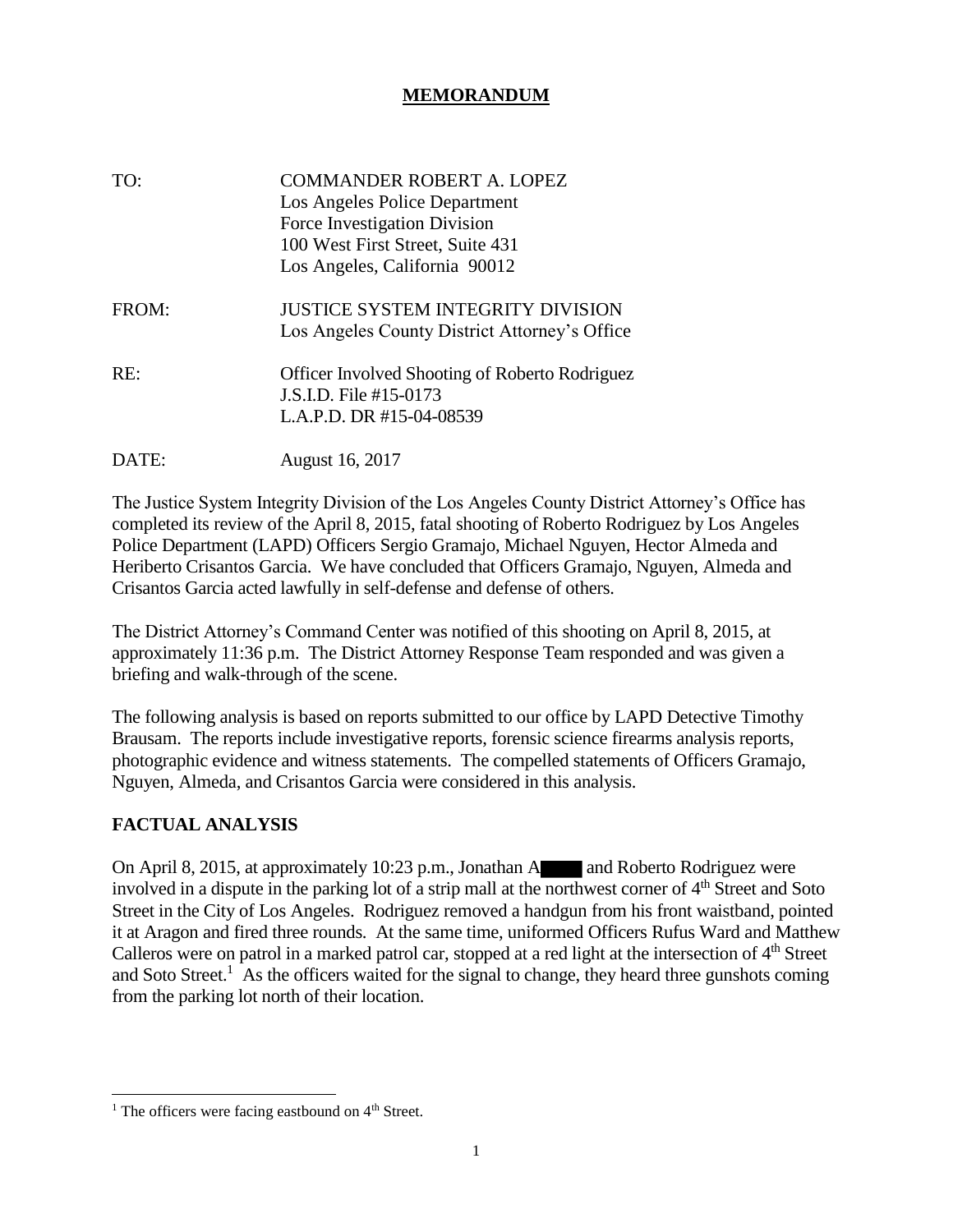# MEMORANDUM

TO: COMMANDER ROBERT A. LOPEZ
Los Angeles Police Department
Force Investigation Division
100 West First Street, Suite 431
Los Angeles, California 90012

FROM: JUSTICE SYSTEM INTEGRITY DIVISION
Los Angeles County District Attorney's Office

RE: Officer Involved Shooting of Roberto Rodriguez
J.S.I.D. File #15-0173
L.A.P.D. DR #15-04-08539

DATE: August 16, 2017

The Justice System Integrity Division of the Los Angeles County District Attorney's Office has completed its review of the April 8, 2015, fatal shooting of Roberto Rodriguez by Los Angeles Police Department (LAPD) Officers Sergio Gramajo, Michael Nguyen, Hector Almeda and Heriberto Crisantos Garcia. We have concluded that Officers Gramajo, Nguyen, Almeda and Crisantos Garcia acted lawfully in self-defense and defense of others.

The District Attorney's Command Center was notified of this shooting on April 8, 2015, at approximately 11:36 p.m. The District Attorney Response Team responded and was given a briefing and walk-through of the scene.

The following analysis is based on reports submitted to our office by LAPD Detective Timothy Brausam. The reports include investigative reports, forensic science firearms analysis reports, photographic evidence and witness statements. The compelled statements of Officers Gramajo, Nguyen, Almeda, and Crisantos Garcia were considered in this analysis.

## FACTUAL ANALYSIS

On April 8, 2015, at approximately 10:23 p.m., Jonathan A████ and Roberto Rodriguez were involved in a dispute in the parking lot of a strip mall at the northwest corner of 4th Street and Soto Street in the City of Los Angeles. Rodriguez removed a handgun from his front waistband, pointed it at Aragon and fired three rounds. At the same time, uniformed Officers Rufus Ward and Matthew Calleros were on patrol in a marked patrol car, stopped at a red light at the intersection of 4th Street and Soto Street.[1] As the officers waited for the signal to change, they heard three gunshots coming from the parking lot north of their location.

[1] The officers were facing eastbound on 4th Street.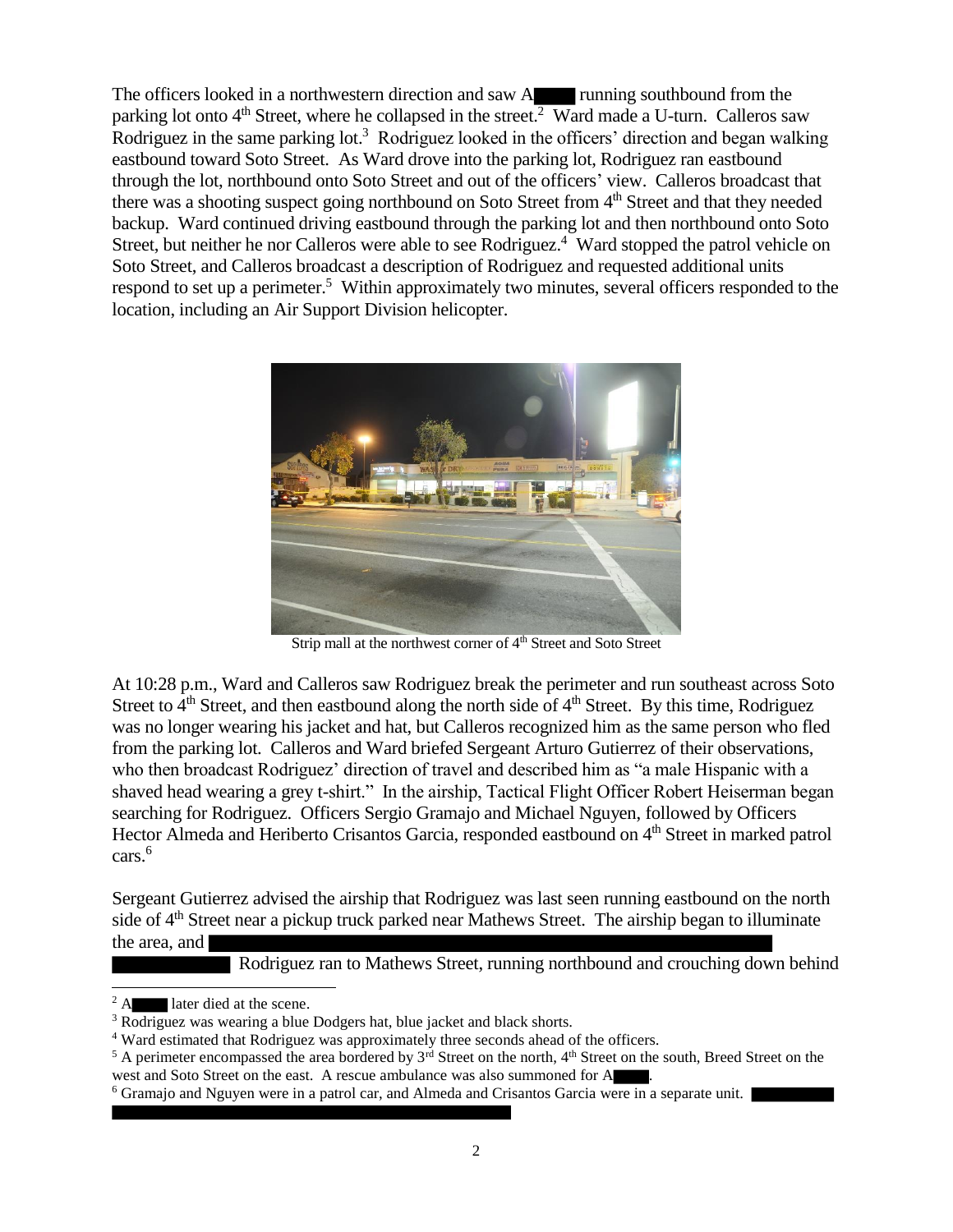The officers looked in a northwestern direction and saw A████ running southbound from the parking lot onto 4th Street, where he collapsed in the street.[2] Ward made a U-turn. Calleros saw Rodriguez in the same parking lot.[3] Rodriguez looked in the officers' direction and began walking eastbound toward Soto Street. As Ward drove into the parking lot, Rodriguez ran eastbound through the lot, northbound onto Soto Street and out of the officers' view. Calleros broadcast that there was a shooting suspect going northbound on Soto Street from 4th Street and that they needed backup. Ward continued driving eastbound through the parking lot and then northbound onto Soto Street, but neither he nor Calleros were able to see Rodriguez.[4] Ward stopped the patrol vehicle on Soto Street, and Calleros broadcast a description of Rodriguez and requested additional units respond to set up a perimeter.[5] Within approximately two minutes, several officers responded to the location, including an Air Support Division helicopter.

Strip mall at the northwest corner of 4th Street and Soto Street

At 10:28 p.m., Ward and Calleros saw Rodriguez break the perimeter and run southeast across Soto Street to 4th Street, and then eastbound along the north side of 4th Street. By this time, Rodriguez was no longer wearing his jacket and hat, but Calleros recognized him as the same person who fled from the parking lot. Calleros and Ward briefed Sergeant Arturo Gutierrez of their observations, who then broadcast Rodriguez' direction of travel and described him as "a male Hispanic with a shaved head wearing a grey t-shirt." In the airship, Tactical Flight Officer Robert Heiserman began searching for Rodriguez. Officers Sergio Gramajo and Michael Nguyen, followed by Officers Hector Almeda and Heriberto Crisantos Garcia, responded eastbound on 4th Street in marked patrol cars.[6]

Sergeant Gutierrez advised the airship that Rodriguez was last seen running eastbound on the north side of 4th Street near a pickup truck parked near Mathews Street. The airship began to illuminate the area, and ████████████████████████████████████████ Rodriguez ran to Mathews Street, running northbound and crouching down behind

---

[2] A████ later died at the scene.

[3] Rodriguez was wearing a blue Dodgers hat, blue jacket and black shorts.

[4] Ward estimated that Rodriguez was approximately three seconds ahead of the officers.

[5] A perimeter encompassed the area bordered by 3rd Street on the north, 4th Street on the south, Breed Street on the west and Soto Street on the east. A rescue ambulance was also summoned for A████.

[6] Gramajo and Nguyen were in a patrol car, and Almeda and Crisantos Garcia were in a separate unit. ████████████████████████████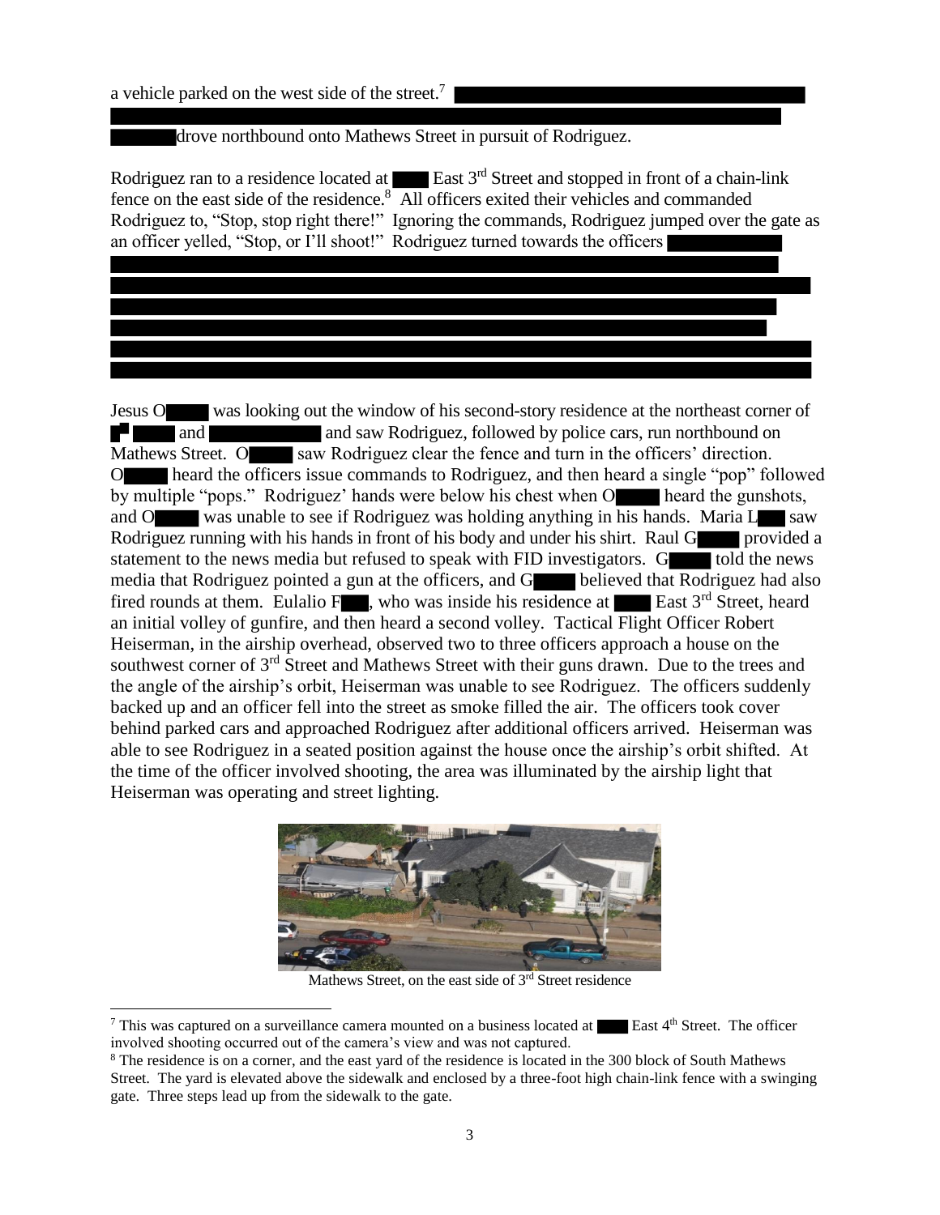a vehicle parked on the west side of the street.[7] ████████████████████████████████████████████████████████████████████████ drove northbound onto Mathews Street in pursuit of Rodriguez.

Rodriguez ran to a residence located at ████ East 3rd Street and stopped in front of a chain-link fence on the east side of the residence.[8] All officers exited their vehicles and commanded Rodriguez to, "Stop, stop right there!" Ignoring the commands, Rodriguez jumped over the gate as an officer yelled, "Stop, or I'll shoot!" Rodriguez turned towards the officers ████████████████████████████████████████████████████████████████████████████████████████████████████████████████████████████████████████████████████████████████████████████████████████████████████████████████████████████████████████████

Jesus O████ was looking out the window of his second-story residence at the northeast corner of ██████ and ██████████ and saw Rodriguez, followed by police cars, run northbound on Mathews Street. O████ saw Rodriguez clear the fence and turn in the officers' direction. O████ heard the officers issue commands to Rodriguez, and then heard a single "pop" followed by multiple "pops." Rodriguez' hands were below his chest when O████ heard the gunshots, and O████ was unable to see if Rodriguez was holding anything in his hands. Maria L███ saw Rodriguez running with his hands in front of his body and under his shirt. Raul G████ provided a statement to the news media but refused to speak with FID investigators. G████ told the news media that Rodriguez pointed a gun at the officers, and G████ believed that Rodriguez had also fired rounds at them. Eulalio F███, who was inside his residence at ████ East 3rd Street, heard an initial volley of gunfire, and then heard a second volley. Tactical Flight Officer Robert Heiserman, in the airship overhead, observed two to three officers approach a house on the southwest corner of 3rd Street and Mathews Street with their guns drawn. Due to the trees and the angle of the airship's orbit, Heiserman was unable to see Rodriguez. The officers suddenly backed up and an officer fell into the street as smoke filled the air. The officers took cover behind parked cars and approached Rodriguez after additional officers arrived. Heiserman was able to see Rodriguez in a seated position against the house once the airship's orbit shifted. At the time of the officer involved shooting, the area was illuminated by the airship light that Heiserman was operating and street lighting.

Mathews Street, on the east side of 3rd Street residence

[7] This was captured on a surveillance camera mounted on a business located at ████ East 4th Street. The officer involved shooting occurred out of the camera's view and was not captured.

[8] The residence is on a corner, and the east yard of the residence is located in the 300 block of South Mathews Street. The yard is elevated above the sidewalk and enclosed by a three-foot high chain-link fence with a swinging gate. Three steps lead up from the sidewalk to the gate.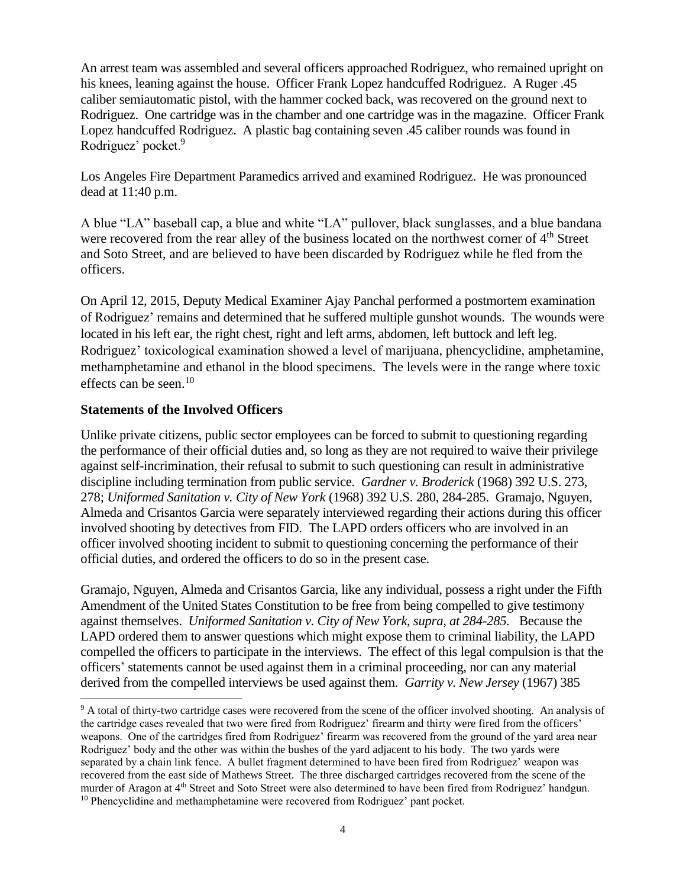An arrest team was assembled and several officers approached Rodriguez, who remained upright on his knees, leaning against the house. Officer Frank Lopez handcuffed Rodriguez. A Ruger .45 caliber semiautomatic pistol, with the hammer cocked back, was recovered on the ground next to Rodriguez. One cartridge was in the chamber and one cartridge was in the magazine. Officer Frank Lopez handcuffed Rodriguez. A plastic bag containing seven .45 caliber rounds was found in Rodriguez' pocket.[9]

Los Angeles Fire Department Paramedics arrived and examined Rodriguez. He was pronounced dead at 11:40 p.m.

A blue "LA" baseball cap, a blue and white "LA" pullover, black sunglasses, and a blue bandana were recovered from the rear alley of the business located on the northwest corner of 4th Street and Soto Street, and are believed to have been discarded by Rodriguez while he fled from the officers.

On April 12, 2015, Deputy Medical Examiner Ajay Panchal performed a postmortem examination of Rodriguez' remains and determined that he suffered multiple gunshot wounds. The wounds were located in his left ear, the right chest, right and left arms, abdomen, left buttock and left leg. Rodriguez' toxicological examination showed a level of marijuana, phencyclidine, amphetamine, methamphetamine and ethanol in the blood specimens. The levels were in the range where toxic effects can be seen.[10]

**Statements of the Involved Officers**

Unlike private citizens, public sector employees can be forced to submit to questioning regarding the performance of their official duties and, so long as they are not required to waive their privilege against self-incrimination, their refusal to submit to such questioning can result in administrative discipline including termination from public service. *Gardner v. Broderick* (1968) 392 U.S. 273, 278; *Uniformed Sanitation v. City of New York* (1968) 392 U.S. 280, 284-285. Gramajo, Nguyen, Almeda and Crisantos Garcia were separately interviewed regarding their actions during this officer involved shooting by detectives from FID. The LAPD orders officers who are involved in an officer involved shooting incident to submit to questioning concerning the performance of their official duties, and ordered the officers to do so in the present case.

Gramajo, Nguyen, Almeda and Crisantos Garcia, like any individual, possess a right under the Fifth Amendment of the United States Constitution to be free from being compelled to give testimony against themselves. *Uniformed Sanitation v. City of New York, supra, at 284-285.* Because the LAPD ordered them to answer questions which might expose them to criminal liability, the LAPD compelled the officers to participate in the interviews. The effect of this legal compulsion is that the officers' statements cannot be used against them in a criminal proceeding, nor can any material derived from the compelled interviews be used against them. *Garrity v. New Jersey* (1967) 385

---

[9] A total of thirty-two cartridge cases were recovered from the scene of the officer involved shooting. An analysis of the cartridge cases revealed that two were fired from Rodriguez' firearm and thirty were fired from the officers' weapons. One of the cartridges fired from Rodriguez' firearm was recovered from the ground of the yard area near Rodriguez' body and the other was within the bushes of the yard adjacent to his body. The two yards were separated by a chain link fence. A bullet fragment determined to have been fired from Rodriguez' weapon was recovered from the east side of Mathews Street. The three discharged cartridges recovered from the scene of the murder of Aragon at 4th Street and Soto Street were also determined to have been fired from Rodriguez' handgun.

[10] Phencyclidine and methamphetamine were recovered from Rodriguez' pant pocket.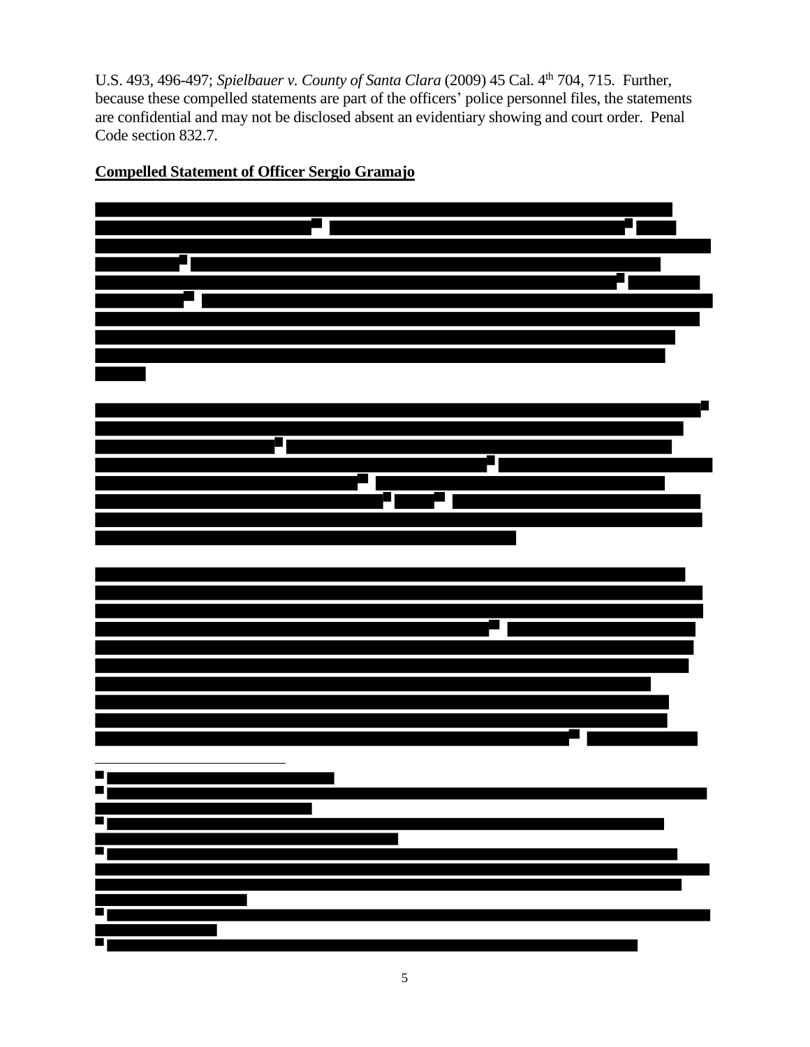U.S. 493, 496-497; *Spielbauer v. County of Santa Clara* (2009) 45 Cal. 4th 704, 715. Further, because these compelled statements are part of the officers' police personnel files, the statements are confidential and may not be disclosed absent an evidentiary showing and court order. Penal Code section 832.7.

**Compelled Statement of Officer Sergio Gramajo**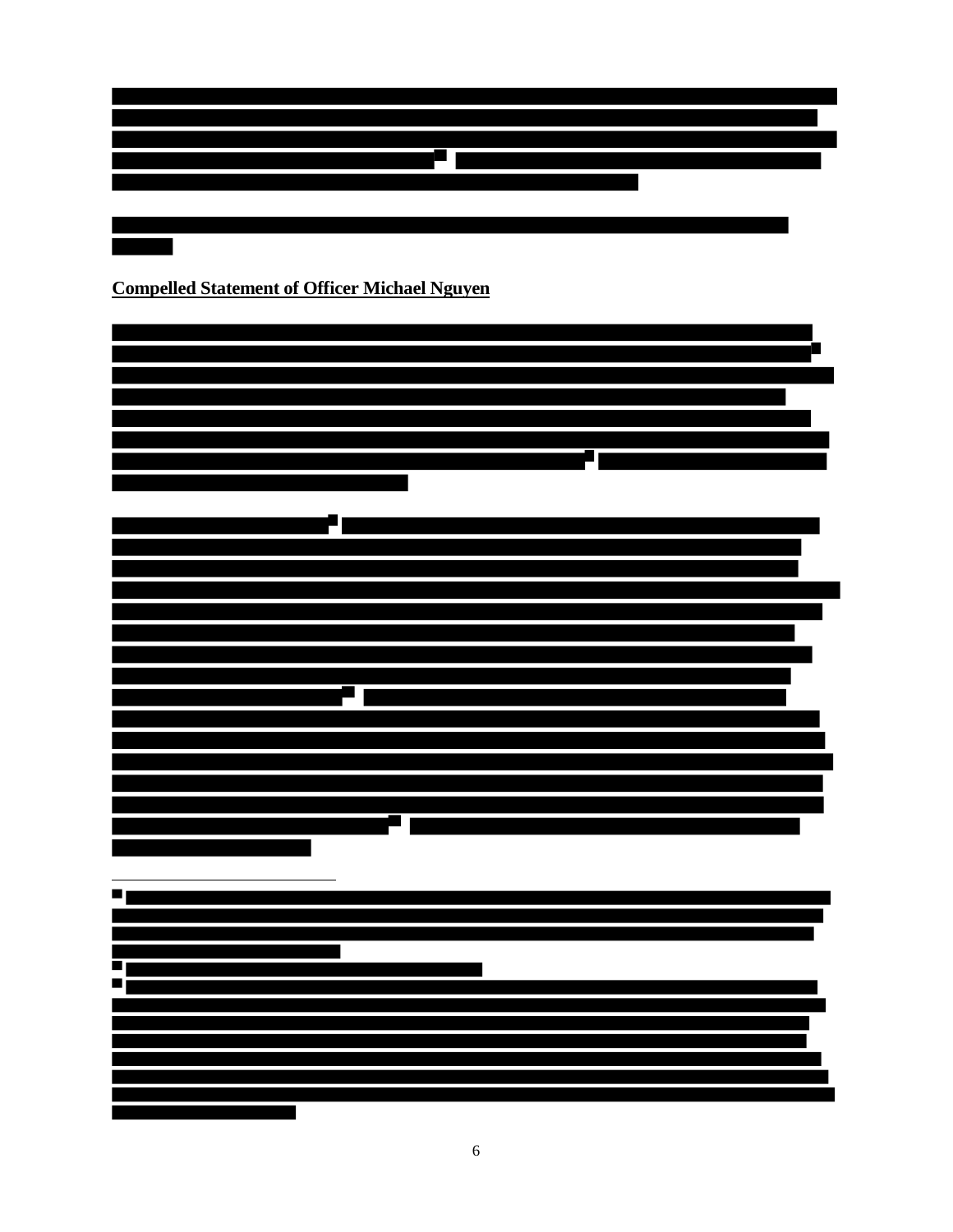**Compelled Statement of Officer Michael Nguyen**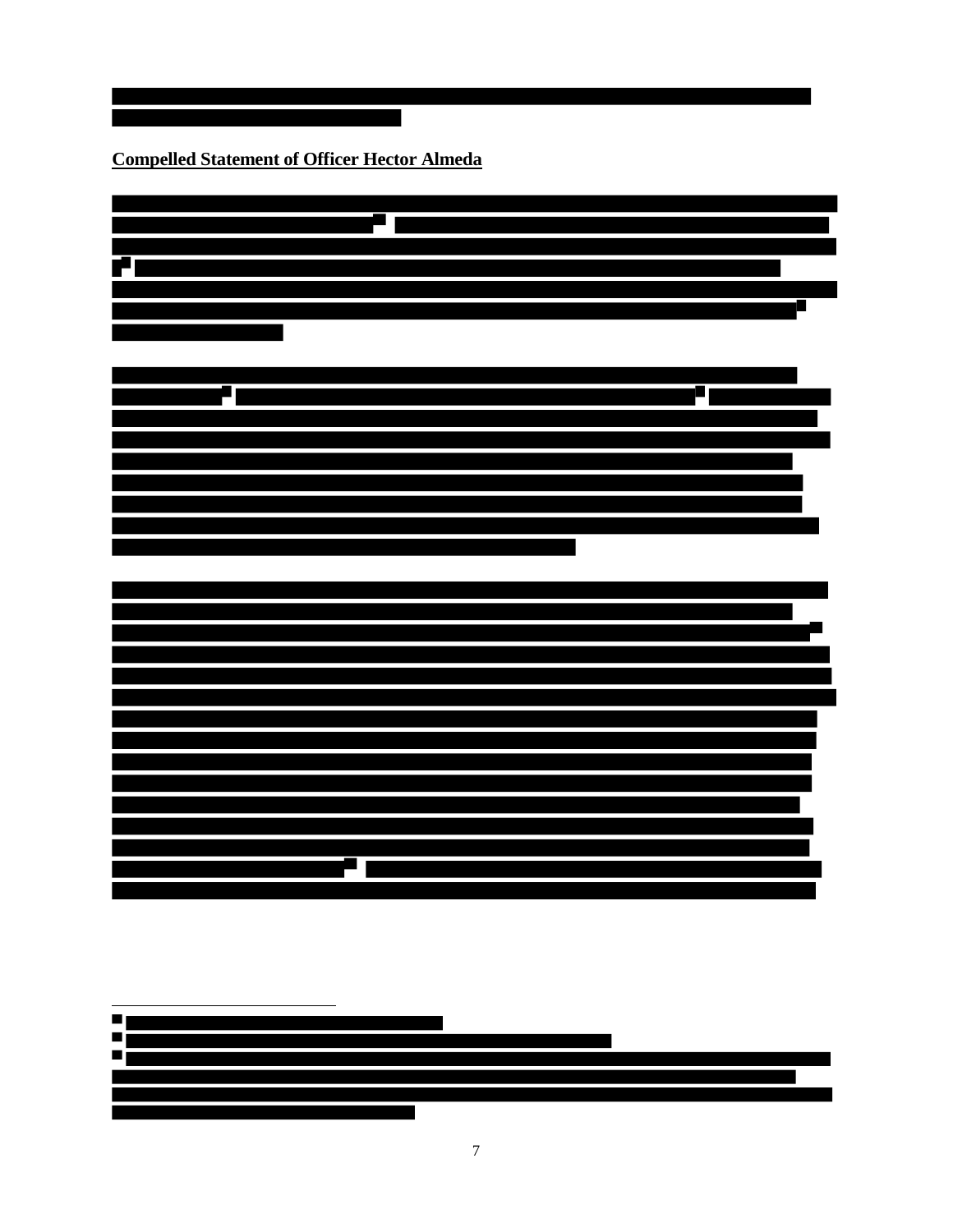**Compelled Statement of Officer Hector Almeda**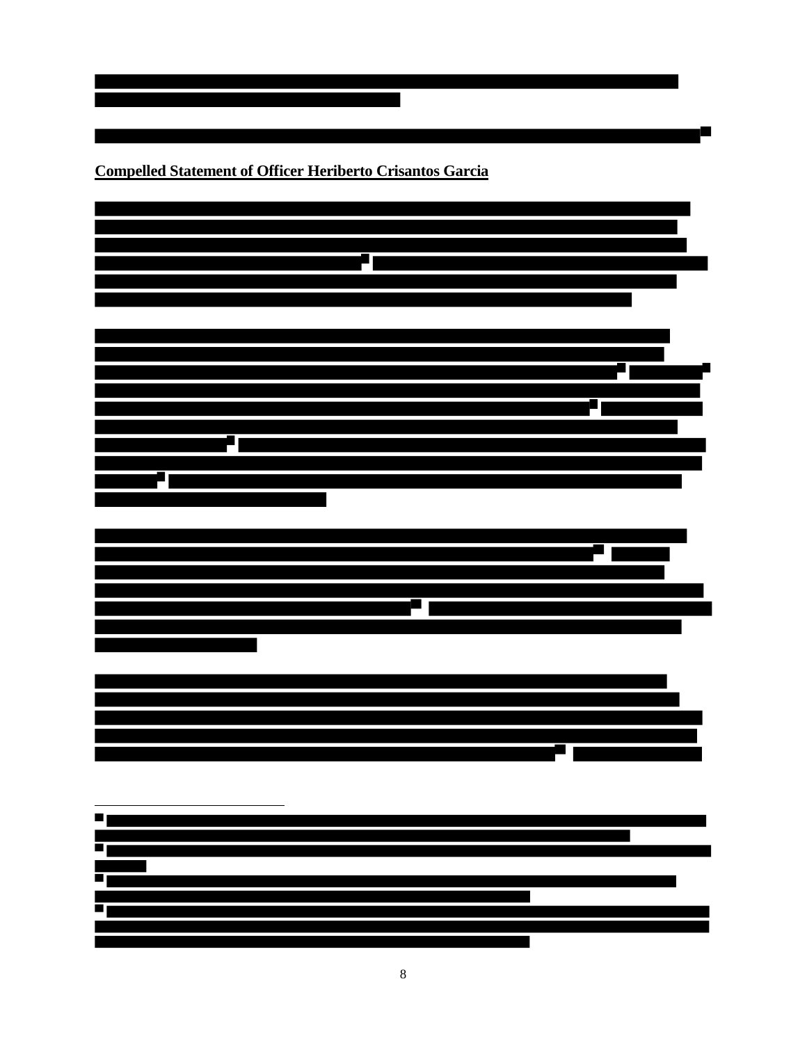## Compelled Statement of Officer Heriberto Crisantos Garcia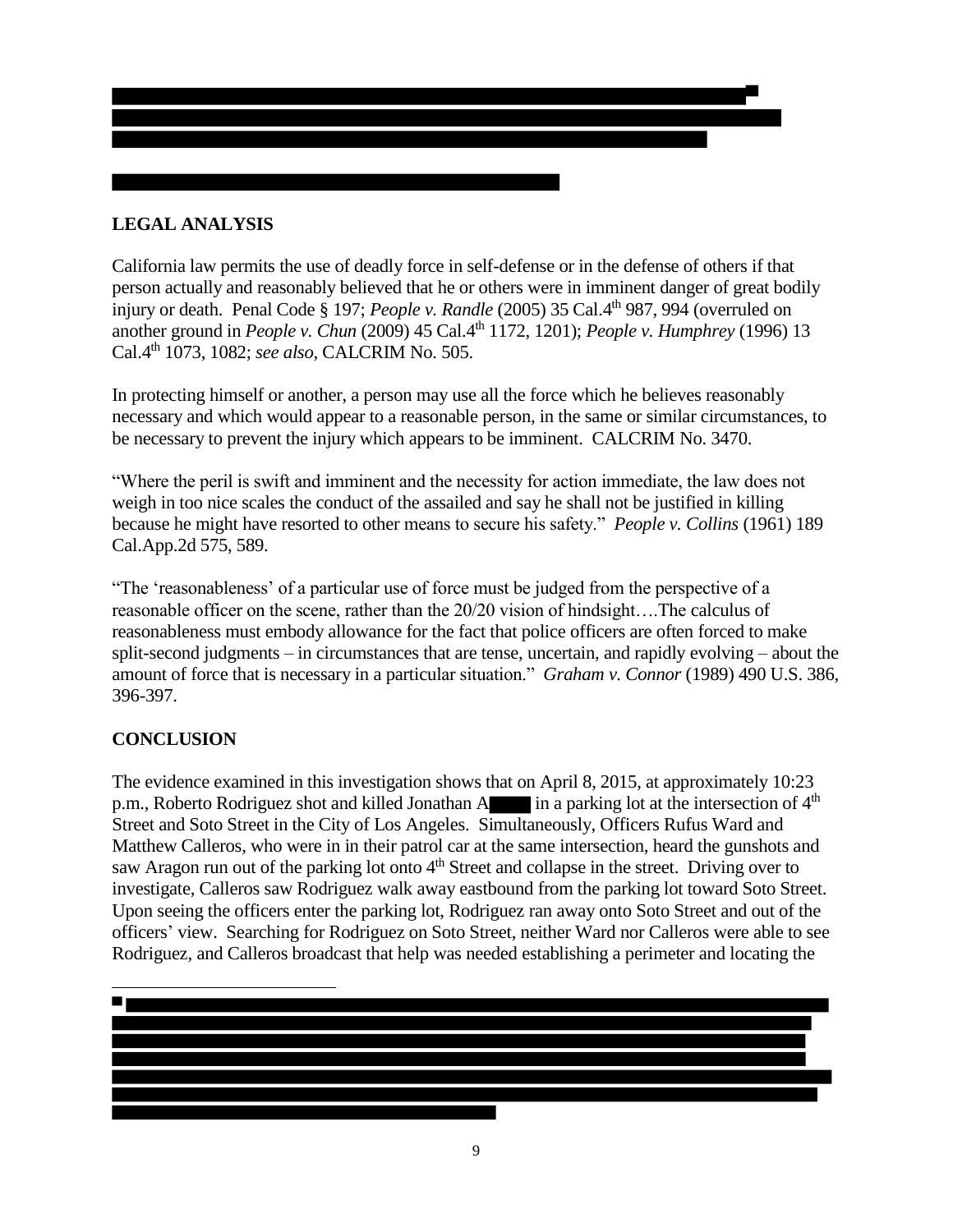## LEGAL ANALYSIS

California law permits the use of deadly force in self-defense or in the defense of others if that person actually and reasonably believed that he or others were in imminent danger of great bodily injury or death. Penal Code § 197; *People v. Randle* (2005) 35 Cal.4th 987, 994 (overruled on another ground in *People v. Chun* (2009) 45 Cal.4th 1172, 1201); *People v. Humphrey* (1996) 13 Cal.4th 1073, 1082; *see also*, CALCRIM No. 505.

In protecting himself or another, a person may use all the force which he believes reasonably necessary and which would appear to a reasonable person, in the same or similar circumstances, to be necessary to prevent the injury which appears to be imminent. CALCRIM No. 3470.

"Where the peril is swift and imminent and the necessity for action immediate, the law does not weigh in too nice scales the conduct of the assailed and say he shall not be justified in killing because he might have resorted to other means to secure his safety." *People v. Collins* (1961) 189 Cal.App.2d 575, 589.

"The 'reasonableness' of a particular use of force must be judged from the perspective of a reasonable officer on the scene, rather than the 20/20 vision of hindsight….The calculus of reasonableness must embody allowance for the fact that police officers are often forced to make split-second judgments – in circumstances that are tense, uncertain, and rapidly evolving – about the amount of force that is necessary in a particular situation." *Graham v. Connor* (1989) 490 U.S. 386, 396-397.

## CONCLUSION

The evidence examined in this investigation shows that on April 8, 2015, at approximately 10:23 p.m., Roberto Rodriguez shot and killed Jonathan A█ in a parking lot at the intersection of 4th Street and Soto Street in the City of Los Angeles. Simultaneously, Officers Rufus Ward and Matthew Calleros, who were in in their patrol car at the same intersection, heard the gunshots and saw Aragon run out of the parking lot onto 4th Street and collapse in the street. Driving over to investigate, Calleros saw Rodriguez walk away eastbound from the parking lot toward Soto Street. Upon seeing the officers enter the parking lot, Rodriguez ran away onto Soto Street and out of the officers' view. Searching for Rodriguez on Soto Street, neither Ward nor Calleros were able to see Rodriguez, and Calleros broadcast that help was needed establishing a perimeter and locating the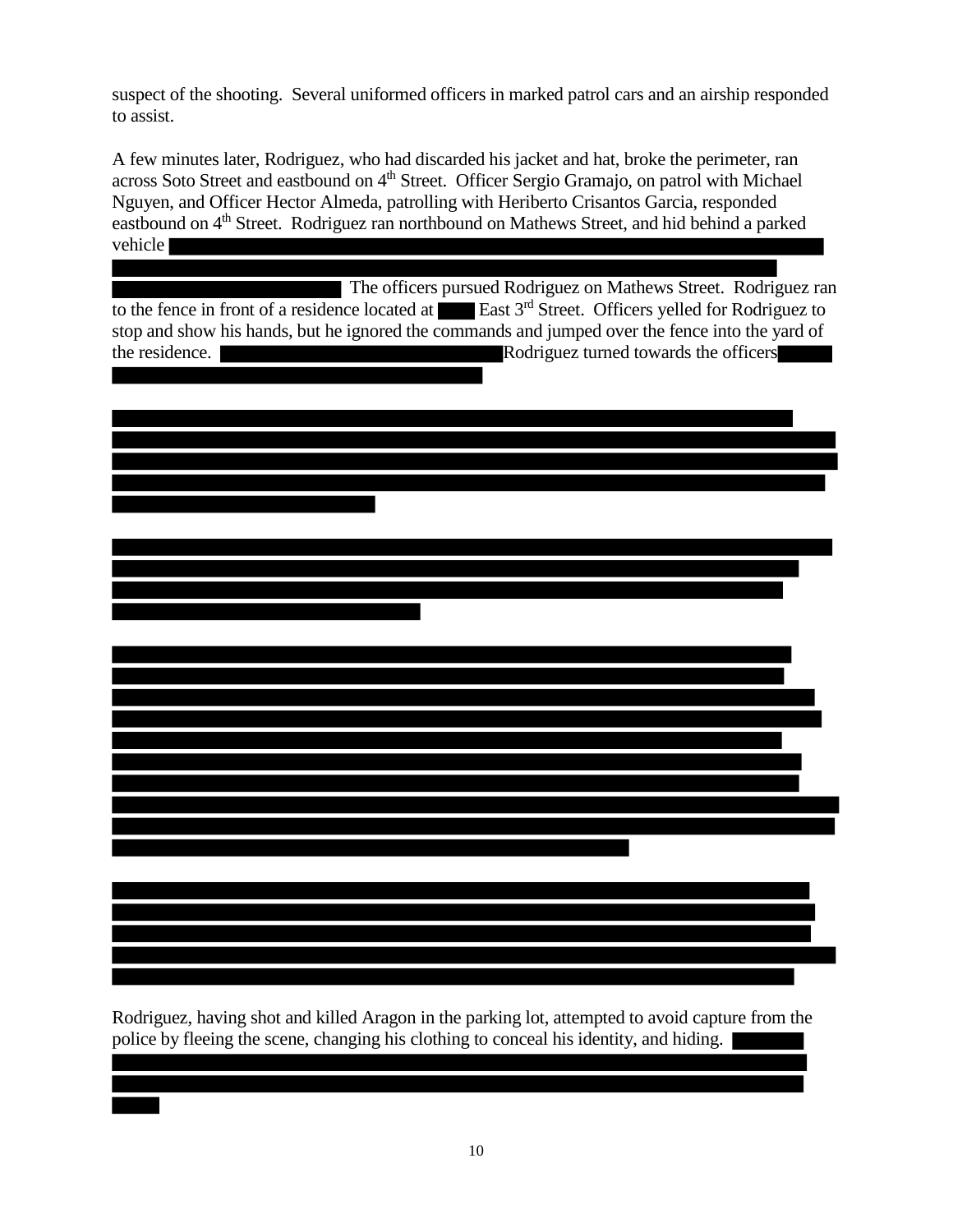suspect of the shooting. Several uniformed officers in marked patrol cars and an airship responded to assist.

A few minutes later, Rodriguez, who had discarded his jacket and hat, broke the perimeter, ran across Soto Street and eastbound on 4th Street. Officer Sergio Gramajo, on patrol with Michael Nguyen, and Officer Hector Almeda, patrolling with Heriberto Crisantos Garcia, responded eastbound on 4th Street. Rodriguez ran northbound on Mathews Street, and hid behind a parked vehicle [REDACTED] The officers pursued Rodriguez on Mathews Street. Rodriguez ran to the fence in front of a residence located at [REDACTED] East 3rd Street. Officers yelled for Rodriguez to stop and show his hands, but he ignored the commands and jumped over the fence into the yard of the residence. [REDACTED] Rodriguez turned towards the officers [REDACTED]

[REDACTED]

[REDACTED]

[REDACTED]

[REDACTED]

Rodriguez, having shot and killed Aragon in the parking lot, attempted to avoid capture from the police by fleeing the scene, changing his clothing to conceal his identity, and hiding. [REDACTED]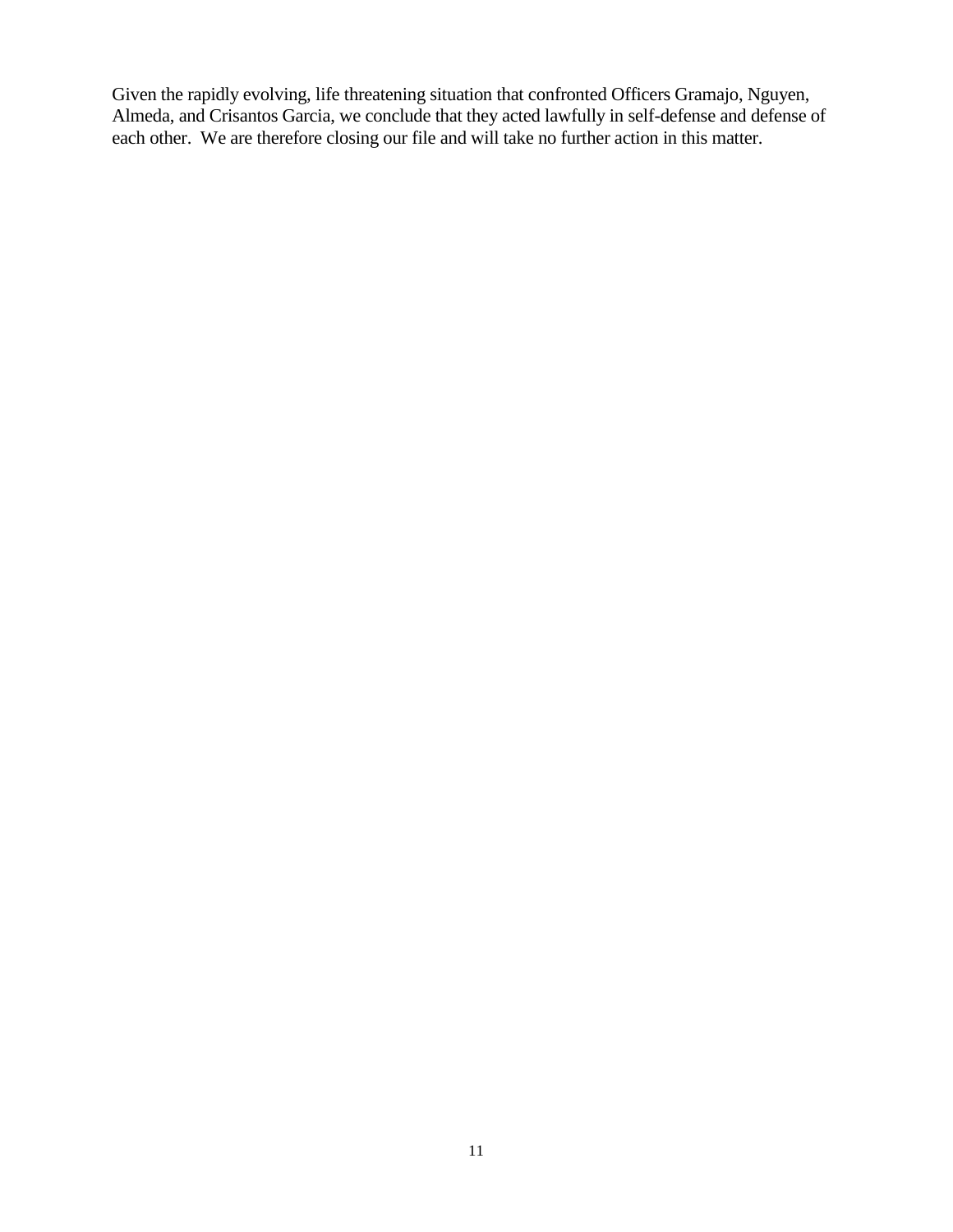Given the rapidly evolving, life threatening situation that confronted Officers Gramajo, Nguyen, Almeda, and Crisantos Garcia, we conclude that they acted lawfully in self-defense and defense of each other. We are therefore closing our file and will take no further action in this matter.